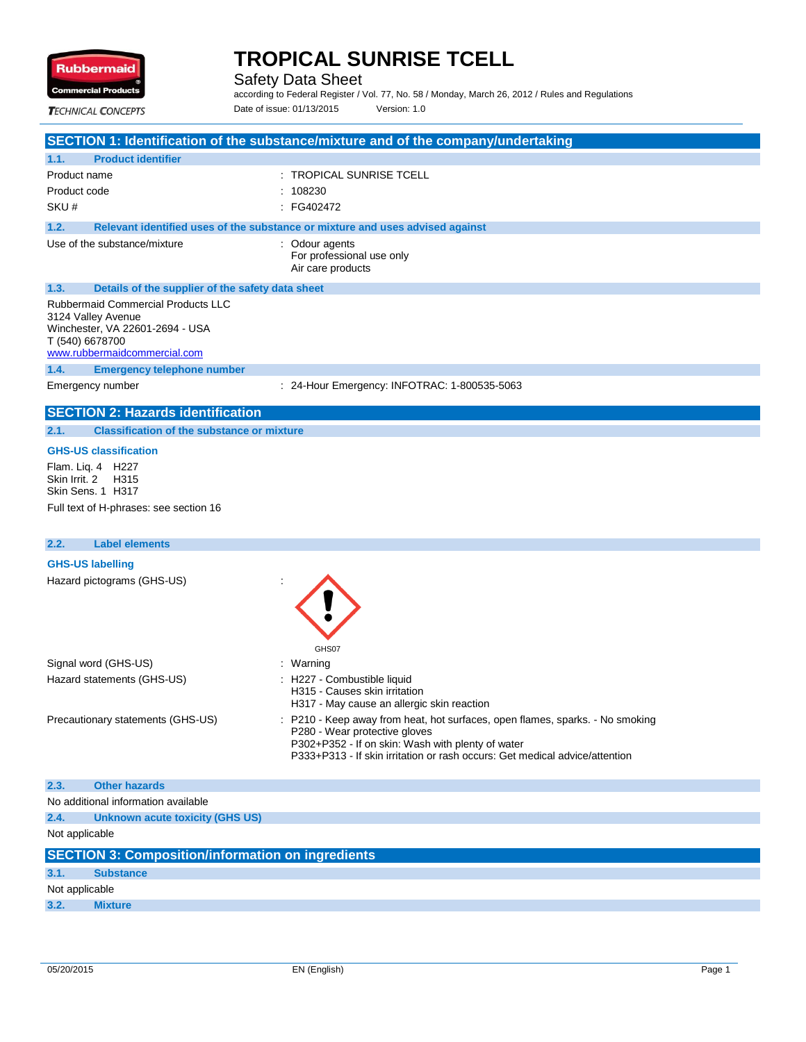# TROPICAL SUNRISE TCELL

Safety Data Sheet

according to Federal Register / Vol. 77, No. 58 / Monday, March 26, 2012 / Rules and Regulations

Date of issue: 01/13/2015 Version: 1.0

## SECTION 1: Identification of the substance/mixture and of the company/undertaking

### 1.1. Product identifier

| | |
|---|---|
| Product name | : TROPICAL SUNRISE TCELL |
| Product code | : 108230 |
| SKU # | : FG402472 |

### 1.2. Relevant identified uses of the substance or mixture and uses advised against

Use of the substance/mixture : Odour agents
For professional use only
Air care products

### 1.3. Details of the supplier of the safety data sheet

Rubbermaid Commercial Products LLC
3124 Valley Avenue
Winchester, VA 22601-2694 - USA
T (540) 6678700
www.rubbermaidcommercial.com

### 1.4. Emergency telephone number

Emergency number : 24-Hour Emergency: INFOTRAC: 1-800535-5063

## SECTION 2: Hazards identification

### 2.1. Classification of the substance or mixture

**GHS-US classification**

Flam. Liq. 4 H227
Skin Irrit. 2 H315
Skin Sens. 1 H317

Full text of H-phrases: see section 16

### 2.2. Label elements

**GHS-US labelling**

Hazard pictograms (GHS-US) : GHS07

Signal word (GHS-US) : Warning

Hazard statements (GHS-US) : H227 - Combustible liquid
H315 - Causes skin irritation
H317 - May cause an allergic skin reaction

Precautionary statements (GHS-US) : P210 - Keep away from heat, hot surfaces, open flames, sparks. - No smoking
P280 - Wear protective gloves
P302+P352 - If on skin: Wash with plenty of water
P333+P313 - If skin irritation or rash occurs: Get medical advice/attention

### 2.3. Other hazards

No additional information available

### 2.4. Unknown acute toxicity (GHS US)

Not applicable

## SECTION 3: Composition/information on ingredients

### 3.1. Substance

Not applicable

### 3.2. Mixture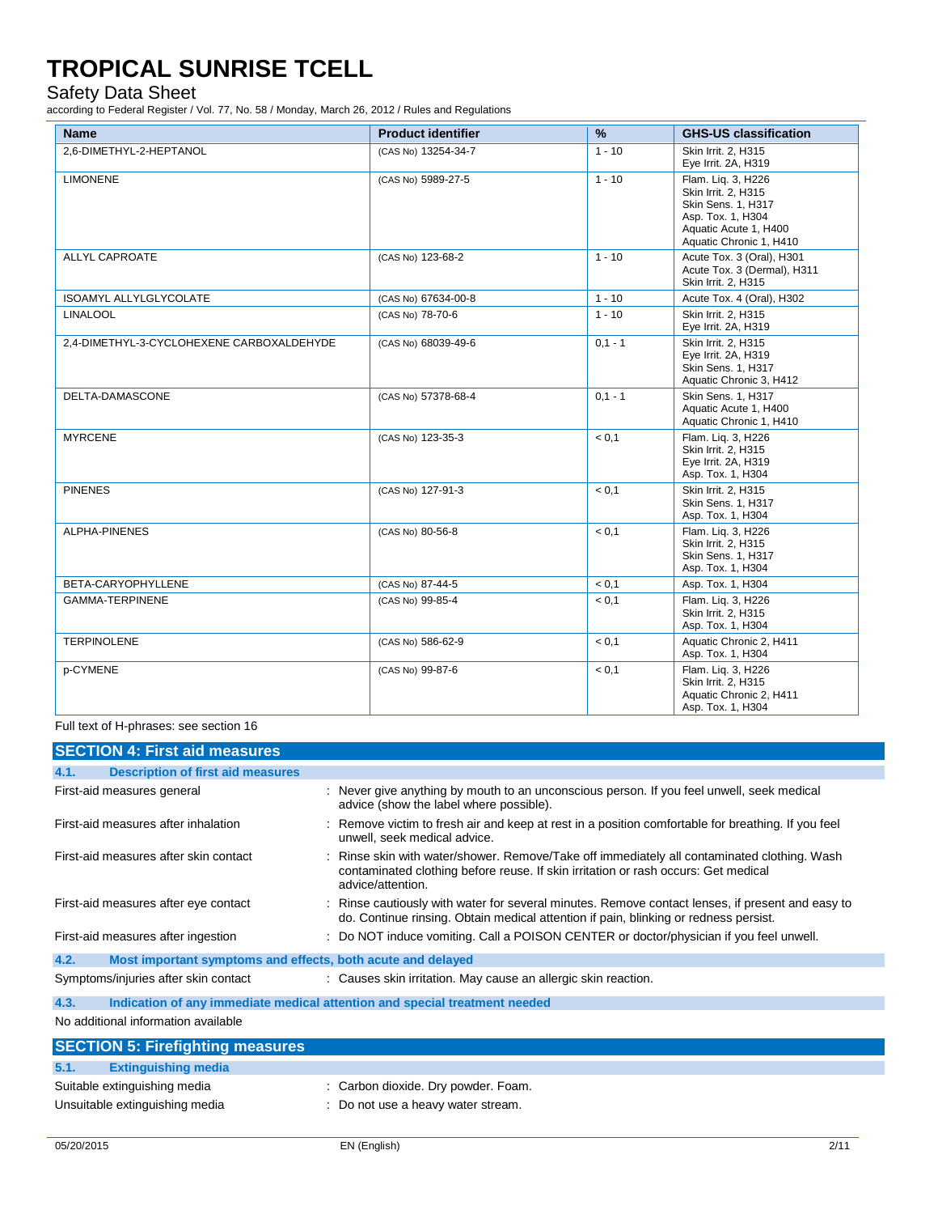| Name | Product identifier | % | GHS-US classification |
|---|---|---|---|
| 2,6-DIMETHYL-2-HEPTANOL | (CAS No) 13254-34-7 | 1 - 10 | Skin Irrit. 2, H315<br>Eye Irrit. 2A, H319 |
| LIMONENE | (CAS No) 5989-27-5 | 1 - 10 | Flam. Liq. 3, H226<br>Skin Irrit. 2, H315<br>Skin Sens. 1, H317<br>Asp. Tox. 1, H304<br>Aquatic Acute 1, H400<br>Aquatic Chronic 1, H410 |
| ALLYL CAPROATE | (CAS No) 123-68-2 | 1 - 10 | Acute Tox. 3 (Oral), H301<br>Acute Tox. 3 (Dermal), H311<br>Skin Irrit. 2, H315 |
| ISOAMYL ALLYLGLYCOLATE | (CAS No) 67634-00-8 | 1 - 10 | Acute Tox. 4 (Oral), H302 |
| LINALOOL | (CAS No) 78-70-6 | 1 - 10 | Skin Irrit. 2, H315<br>Eye Irrit. 2A, H319 |
| 2,4-DIMETHYL-3-CYCLOHEXENE CARBOXALDEHYDE | (CAS No) 68039-49-6 | 0,1 - 1 | Skin Irrit. 2, H315<br>Eye Irrit. 2A, H319<br>Skin Sens. 1, H317<br>Aquatic Chronic 3, H412 |
| DELTA-DAMASCONE | (CAS No) 57378-68-4 | 0,1 - 1 | Skin Sens. 1, H317<br>Aquatic Acute 1, H400<br>Aquatic Chronic 1, H410 |
| MYRCENE | (CAS No) 123-35-3 | < 0,1 | Flam. Liq. 3, H226<br>Skin Irrit. 2, H315<br>Eye Irrit. 2A, H319<br>Asp. Tox. 1, H304 |
| PINENES | (CAS No) 127-91-3 | < 0,1 | Skin Irrit. 2, H315<br>Skin Sens. 1, H317<br>Asp. Tox. 1, H304 |
| ALPHA-PINENES | (CAS No) 80-56-8 | < 0,1 | Flam. Liq. 3, H226<br>Skin Irrit. 2, H315<br>Skin Sens. 1, H317<br>Asp. Tox. 1, H304 |
| BETA-CARYOPHYLLENE | (CAS No) 87-44-5 | < 0,1 | Asp. Tox. 1, H304 |
| GAMMA-TERPINENE | (CAS No) 99-85-4 | < 0,1 | Flam. Liq. 3, H226<br>Skin Irrit. 2, H315<br>Asp. Tox. 1, H304 |
| TERPINOLENE | (CAS No) 586-62-9 | < 0,1 | Aquatic Chronic 2, H411<br>Asp. Tox. 1, H304 |
| p-CYMENE | (CAS No) 99-87-6 | < 0,1 | Flam. Liq. 3, H226<br>Skin Irrit. 2, H315<br>Aquatic Chronic 2, H411<br>Asp. Tox. 1, H304 |

Full text of H-phrases: see section 16

## SECTION 4: First aid measures

### 4.1. Description of first aid measures

First-aid measures general : Never give anything by mouth to an unconscious person. If you feel unwell, seek medical advice (show the label where possible).

First-aid measures after inhalation : Remove victim to fresh air and keep at rest in a position comfortable for breathing. If you feel unwell, seek medical advice.

First-aid measures after skin contact : Rinse skin with water/shower. Remove/Take off immediately all contaminated clothing. Wash contaminated clothing before reuse. If skin irritation or rash occurs: Get medical advice/attention.

First-aid measures after eye contact : Rinse cautiously with water for several minutes. Remove contact lenses, if present and easy to do. Continue rinsing. Obtain medical attention if pain, blinking or redness persist.

First-aid measures after ingestion : Do NOT induce vomiting. Call a POISON CENTER or doctor/physician if you feel unwell.

### 4.2. Most important symptoms and effects, both acute and delayed

Symptoms/injuries after skin contact : Causes skin irritation. May cause an allergic skin reaction.

### 4.3. Indication of any immediate medical attention and special treatment needed

No additional information available

## SECTION 5: Firefighting measures

### 5.1. Extinguishing media

Suitable extinguishing media : Carbon dioxide. Dry powder. Foam.

Unsuitable extinguishing media : Do not use a heavy water stream.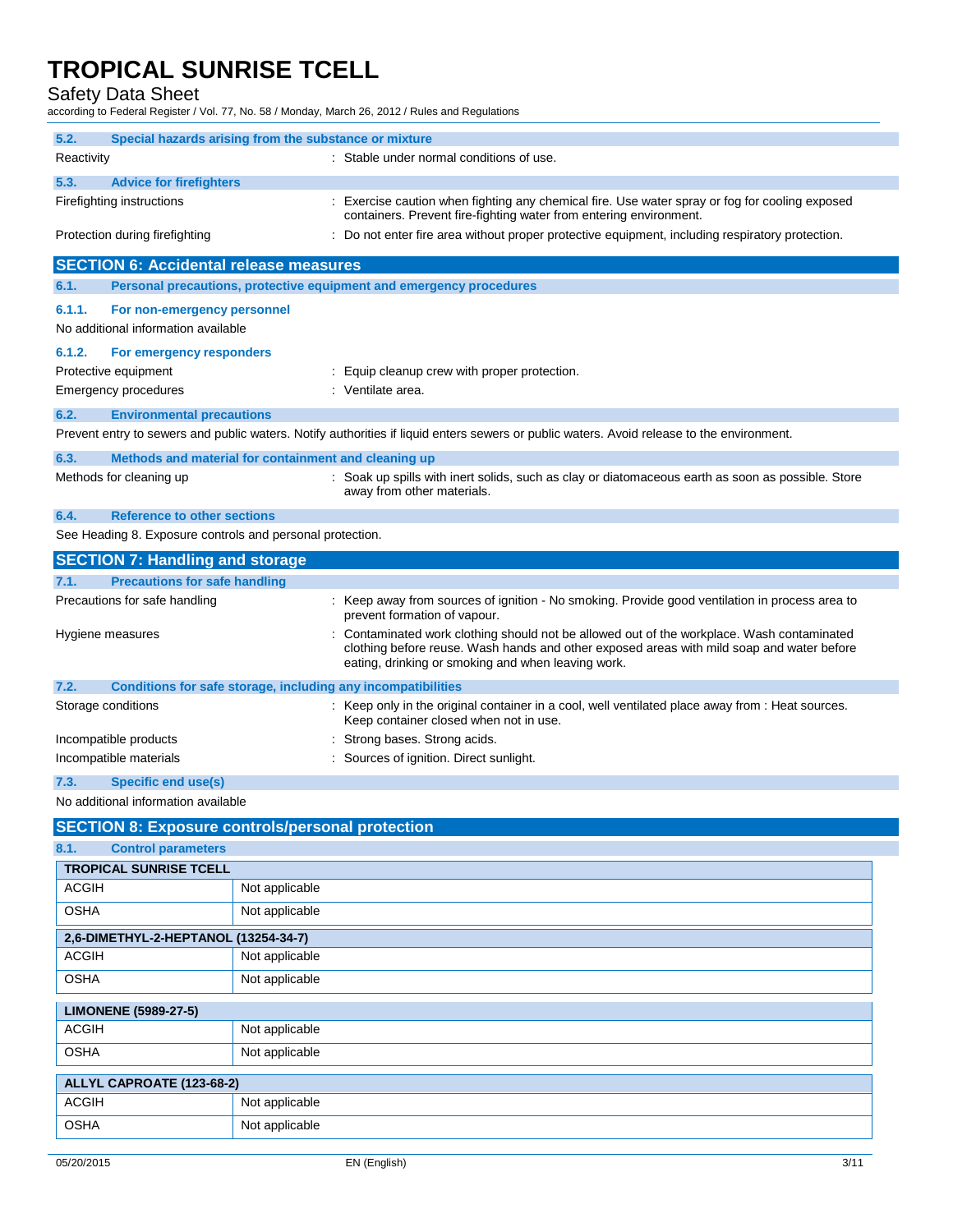### 5.2. Special hazards arising from the substance or mixture

Reactivity : Stable under normal conditions of use.

### 5.3. Advice for firefighters

Firefighting instructions : Exercise caution when fighting any chemical fire. Use water spray or fog for cooling exposed containers. Prevent fire-fighting water from entering environment.

Protection during firefighting : Do not enter fire area without proper protective equipment, including respiratory protection.

## SECTION 6: Accidental release measures

### 6.1. Personal precautions, protective equipment and emergency procedures

#### 6.1.1. For non-emergency personnel

No additional information available

#### 6.1.2. For emergency responders

Protective equipment : Equip cleanup crew with proper protection.

Emergency procedures : Ventilate area.

### 6.2. Environmental precautions

Prevent entry to sewers and public waters. Notify authorities if liquid enters sewers or public waters. Avoid release to the environment.

### 6.3. Methods and material for containment and cleaning up

Methods for cleaning up : Soak up spills with inert solids, such as clay or diatomaceous earth as soon as possible. Store away from other materials.

### 6.4. Reference to other sections

See Heading 8. Exposure controls and personal protection.

## SECTION 7: Handling and storage

### 7.1. Precautions for safe handling

Precautions for safe handling : Keep away from sources of ignition - No smoking. Provide good ventilation in process area to prevent formation of vapour.

Hygiene measures : Contaminated work clothing should not be allowed out of the workplace. Wash contaminated clothing before reuse. Wash hands and other exposed areas with mild soap and water before eating, drinking or smoking and when leaving work.

### 7.2. Conditions for safe storage, including any incompatibilities

Storage conditions : Keep only in the original container in a cool, well ventilated place away from : Heat sources. Keep container closed when not in use.

Incompatible products : Strong bases. Strong acids.

Incompatible materials : Sources of ignition. Direct sunlight.

### 7.3. Specific end use(s)

No additional information available

## SECTION 8: Exposure controls/personal protection

### 8.1. Control parameters

| TROPICAL SUNRISE TCELL | |
|---|---|
| ACGIH | Not applicable |
| OSHA | Not applicable |

| 2,6-DIMETHYL-2-HEPTANOL (13254-34-7) | |
|---|---|
| ACGIH | Not applicable |
| OSHA | Not applicable |

| LIMONENE (5989-27-5) | |
|---|---|
| ACGIH | Not applicable |
| OSHA | Not applicable |

| ALLYL CAPROATE (123-68-2) | |
|---|---|
| ACGIH | Not applicable |
| OSHA | Not applicable |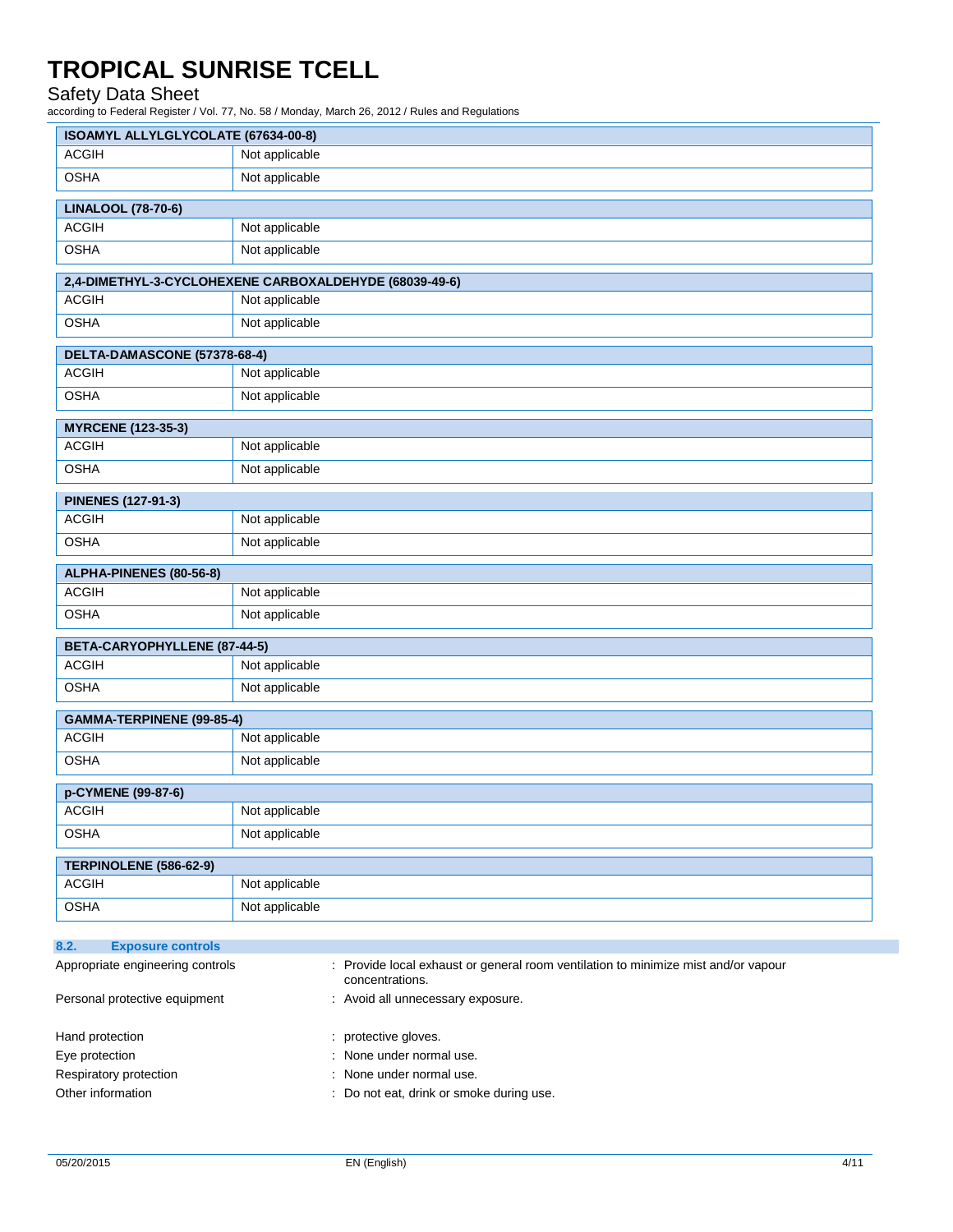| ISOAMYL ALLYLGLYCOLATE (67634-00-8) | |
|---|---|
| ACGIH | Not applicable |
| OSHA | Not applicable |

| LINALOOL (78-70-6) | |
|---|---|
| ACGIH | Not applicable |
| OSHA | Not applicable |

| 2,4-DIMETHYL-3-CYCLOHEXENE CARBOXALDEHYDE (68039-49-6) | |
|---|---|
| ACGIH | Not applicable |
| OSHA | Not applicable |

| DELTA-DAMASCONE (57378-68-4) | |
|---|---|
| ACGIH | Not applicable |
| OSHA | Not applicable |

| MYRCENE (123-35-3) | |
|---|---|
| ACGIH | Not applicable |
| OSHA | Not applicable |

| PINENES (127-91-3) | |
|---|---|
| ACGIH | Not applicable |
| OSHA | Not applicable |

| ALPHA-PINENES (80-56-8) | |
|---|---|
| ACGIH | Not applicable |
| OSHA | Not applicable |

| BETA-CARYOPHYLLENE (87-44-5) | |
|---|---|
| ACGIH | Not applicable |
| OSHA | Not applicable |

| GAMMA-TERPINENE (99-85-4) | |
|---|---|
| ACGIH | Not applicable |
| OSHA | Not applicable |

| p-CYMENE (99-87-6) | |
|---|---|
| ACGIH | Not applicable |
| OSHA | Not applicable |

| TERPINOLENE (586-62-9) | |
|---|---|
| ACGIH | Not applicable |
| OSHA | Not applicable |

## 8.2. Exposure controls

Appropriate engineering controls : Provide local exhaust or general room ventilation to minimize mist and/or vapour concentrations.

Personal protective equipment : Avoid all unnecessary exposure.

Hand protection : protective gloves.

Eye protection : None under normal use.

Respiratory protection : None under normal use.

Other information : Do not eat, drink or smoke during use.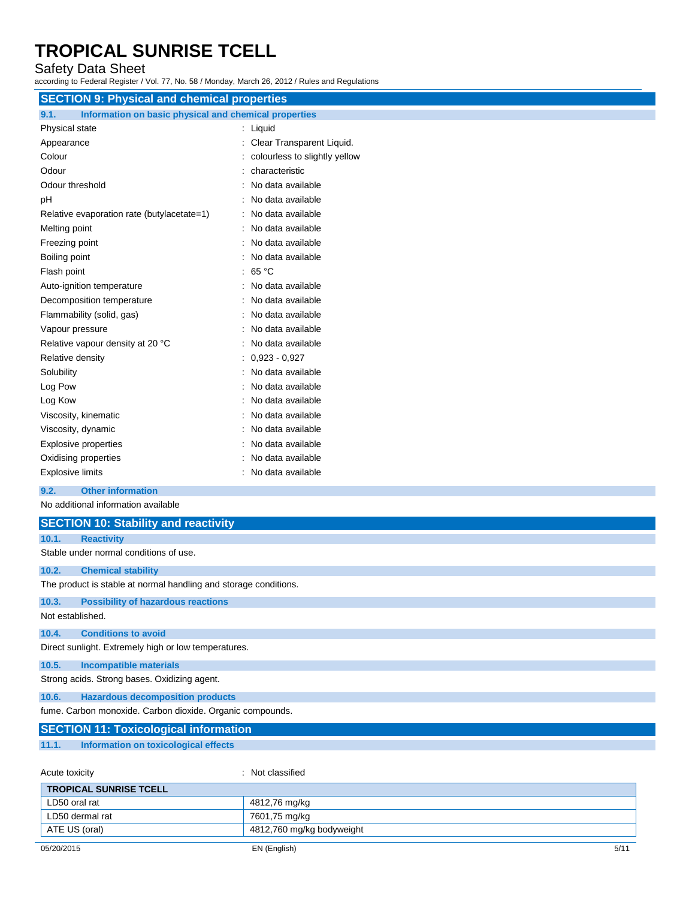## SECTION 9: Physical and chemical properties

### 9.1. Information on basic physical and chemical properties

| | |
|---|---|
| Physical state | : Liquid |
| Appearance | : Clear Transparent Liquid. |
| Colour | : colourless to slightly yellow |
| Odour | : characteristic |
| Odour threshold | : No data available |
| pH | : No data available |
| Relative evaporation rate (butylacetate=1) | : No data available |
| Melting point | : No data available |
| Freezing point | : No data available |
| Boiling point | : No data available |
| Flash point | : 65 °C |
| Auto-ignition temperature | : No data available |
| Decomposition temperature | : No data available |
| Flammability (solid, gas) | : No data available |
| Vapour pressure | : No data available |
| Relative vapour density at 20 °C | : No data available |
| Relative density | : 0,923 - 0,927 |
| Solubility | : No data available |
| Log Pow | : No data available |
| Log Kow | : No data available |
| Viscosity, kinematic | : No data available |
| Viscosity, dynamic | : No data available |
| Explosive properties | : No data available |
| Oxidising properties | : No data available |
| Explosive limits | : No data available |

### 9.2. Other information

No additional information available

## SECTION 10: Stability and reactivity

### 10.1. Reactivity

Stable under normal conditions of use.

### 10.2. Chemical stability

The product is stable at normal handling and storage conditions.

### 10.3. Possibility of hazardous reactions

Not established.

### 10.4. Conditions to avoid

Direct sunlight. Extremely high or low temperatures.

### 10.5. Incompatible materials

Strong acids. Strong bases. Oxidizing agent.

### 10.6. Hazardous decomposition products

fume. Carbon monoxide. Carbon dioxide. Organic compounds.

## SECTION 11: Toxicological information

### 11.1. Information on toxicological effects

Acute toxicity : Not classified

| TROPICAL SUNRISE TCELL | |
|---|---|
| LD50 oral rat | 4812,76 mg/kg |
| LD50 dermal rat | 7601,75 mg/kg |
| ATE US (oral) | 4812,760 mg/kg bodyweight |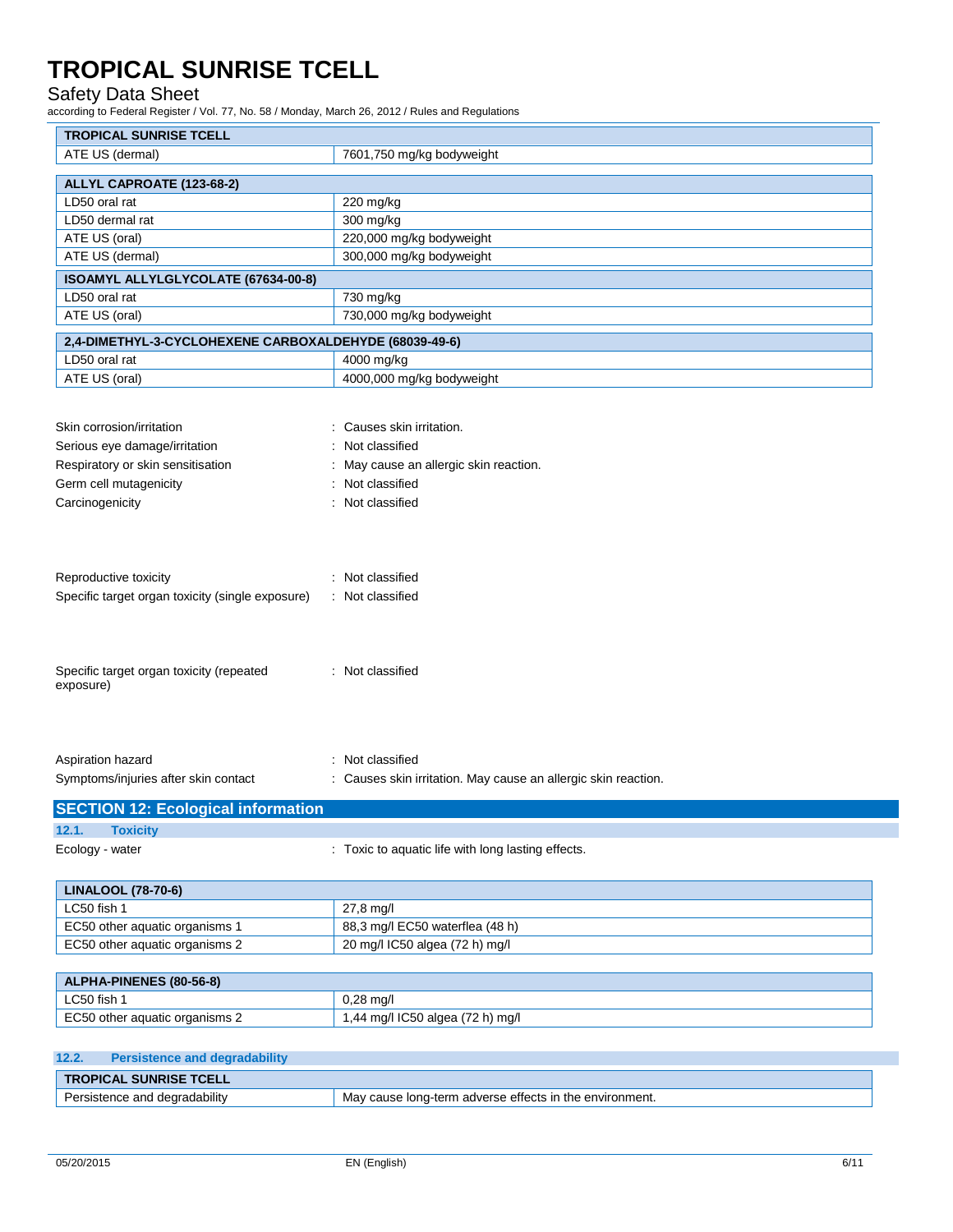| TROPICAL SUNRISE TCELL | |
|---|---|
| ATE US (dermal) | 7601,750 mg/kg bodyweight |

| ALLYL CAPROATE (123-68-2) | |
|---|---|
| LD50 oral rat | 220 mg/kg |
| LD50 dermal rat | 300 mg/kg |
| ATE US (oral) | 220,000 mg/kg bodyweight |
| ATE US (dermal) | 300,000 mg/kg bodyweight |

| ISOAMYL ALLYLGLYCOLATE (67634-00-8) | |
|---|---|
| LD50 oral rat | 730 mg/kg |
| ATE US (oral) | 730,000 mg/kg bodyweight |

| 2,4-DIMETHYL-3-CYCLOHEXENE CARBOXALDEHYDE (68039-49-6) | |
|---|---|
| LD50 oral rat | 4000 mg/kg |
| ATE US (oral) | 4000,000 mg/kg bodyweight |

Skin corrosion/irritation : Causes skin irritation.

Serious eye damage/irritation : Not classified

Respiratory or skin sensitisation : May cause an allergic skin reaction.

Germ cell mutagenicity : Not classified

Carcinogenicity : Not classified

Reproductive toxicity : Not classified

Specific target organ toxicity (single exposure) : Not classified

Specific target organ toxicity (repeated exposure) : Not classified

Aspiration hazard : Not classified

Symptoms/injuries after skin contact : Causes skin irritation. May cause an allergic skin reaction.

## SECTION 12: Ecological information

### 12.1. Toxicity

Ecology - water : Toxic to aquatic life with long lasting effects.

| LINALOOL (78-70-6) | |
|---|---|
| LC50 fish 1 | 27,8 mg/l |
| EC50 other aquatic organisms 1 | 88,3 mg/l EC50 waterflea (48 h) |
| EC50 other aquatic organisms 2 | 20 mg/l IC50 algea (72 h) mg/l |

| ALPHA-PINENES (80-56-8) | |
|---|---|
| LC50 fish 1 | 0,28 mg/l |
| EC50 other aquatic organisms 2 | 1,44 mg/l IC50 algea (72 h) mg/l |

### 12.2. Persistence and degradability

| TROPICAL SUNRISE TCELL | |
|---|---|
| Persistence and degradability | May cause long-term adverse effects in the environment. |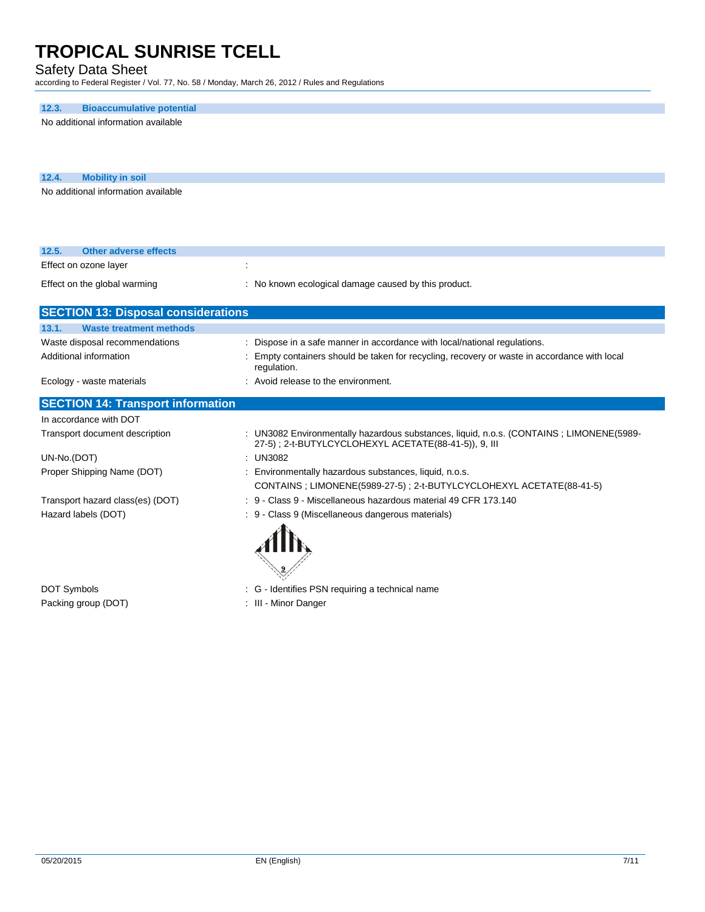### 12.3. Bioaccumulative potential

No additional information available

### 12.4. Mobility in soil

No additional information available

### 12.5. Other adverse effects

| | |
|---|---|
| Effect on ozone layer | : |
| Effect on the global warming | : No known ecological damage caused by this product. |

## SECTION 13: Disposal considerations

### 13.1. Waste treatment methods

| | |
|---|---|
| Waste disposal recommendations | : Dispose in a safe manner in accordance with local/national regulations. |
| Additional information | : Empty containers should be taken for recycling, recovery or waste in accordance with local regulation. |
| Ecology - waste materials | : Avoid release to the environment. |

## SECTION 14: Transport information

In accordance with DOT

| | |
|---|---|
| Transport document description | : UN3082 Environmentally hazardous substances, liquid, n.o.s. (CONTAINS ; LIMONENE(5989-27-5) ; 2-t-BUTYLCYCLOHEXYL ACETATE(88-41-5)), 9, III |
| UN-No.(DOT) | : UN3082 |
| Proper Shipping Name (DOT) | : Environmentally hazardous substances, liquid, n.o.s. CONTAINS ; LIMONENE(5989-27-5) ; 2-t-BUTYLCYCLOHEXYL ACETATE(88-41-5) |
| Transport hazard class(es) (DOT) | : 9 - Class 9 - Miscellaneous hazardous material 49 CFR 173.140 |
| Hazard labels (DOT) | : 9 - Class 9 (Miscellaneous dangerous materials) |
| DOT Symbols | : G - Identifies PSN requiring a technical name |
| Packing group (DOT) | : III - Minor Danger |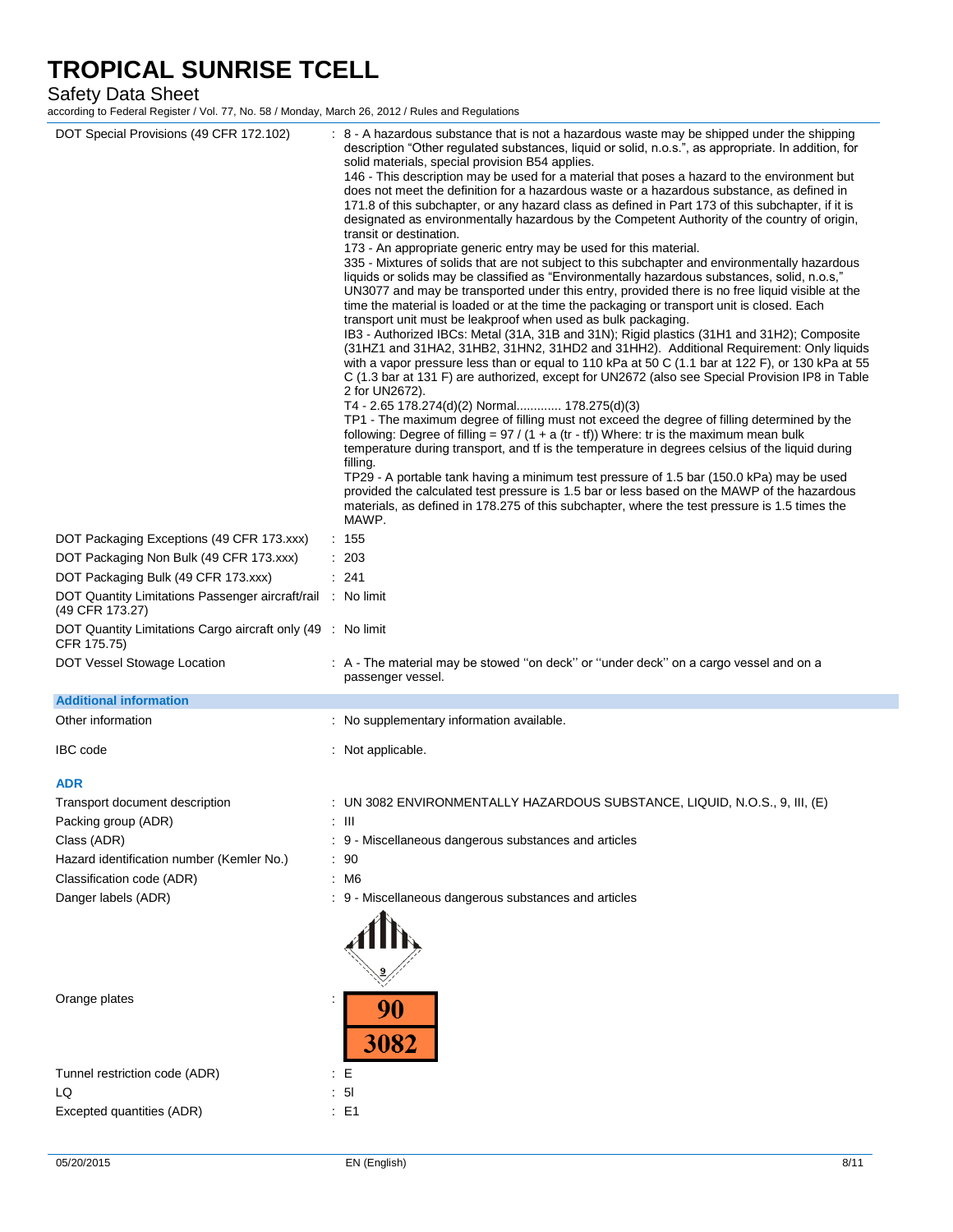| | |
|---|---|
| DOT Special Provisions (49 CFR 172.102) | : 8 - A hazardous substance that is not a hazardous waste may be shipped under the shipping description "Other regulated substances, liquid or solid, n.o.s.", as appropriate. In addition, for solid materials, special provision B54 applies.<br>146 - This description may be used for a material that poses a hazard to the environment but does not meet the definition for a hazardous waste or a hazardous substance, as defined in 171.8 of this subchapter, or any hazard class as defined in Part 173 of this subchapter, if it is designated as environmentally hazardous by the Competent Authority of the country of origin, transit or destination.<br>173 - An appropriate generic entry may be used for this material.<br>335 - Mixtures of solids that are not subject to this subchapter and environmentally hazardous liquids or solids may be classified as "Environmentally hazardous substances, solid, n.o.s," UN3077 and may be transported under this entry, provided there is no free liquid visible at the time the material is loaded or at the time the packaging or transport unit is closed. Each transport unit must be leakproof when used as bulk packaging.<br>IB3 - Authorized IBCs: Metal (31A, 31B and 31N); Rigid plastics (31H1 and 31H2); Composite (31HZ1 and 31HA2, 31HB2, 31HN2, 31HD2 and 31HH2). Additional Requirement: Only liquids with a vapor pressure less than or equal to 110 kPa at 50 C (1.1 bar at 122 F), or 130 kPa at 55 C (1.3 bar at 131 F) are authorized, except for UN2672 (also see Special Provision IP8 in Table 2 for UN2672).<br>T4 - 2.65 178.274(d)(2) Normal............. 178.275(d)(3)<br>TP1 - The maximum degree of filling must not exceed the degree of filling determined by the following: Degree of filling = 97 / (1 + a (tr - tf)) Where: tr is the maximum mean bulk temperature during transport, and tf is the temperature in degrees celsius of the liquid during filling.<br>TP29 - A portable tank having a minimum test pressure of 1.5 bar (150.0 kPa) may be used provided the calculated test pressure is 1.5 bar or less based on the MAWP of the hazardous materials, as defined in 178.275 of this subchapter, where the test pressure is 1.5 times the MAWP. |
| DOT Packaging Exceptions (49 CFR 173.xxx) | : 155 |
| DOT Packaging Non Bulk (49 CFR 173.xxx) | : 203 |
| DOT Packaging Bulk (49 CFR 173.xxx) | : 241 |
| DOT Quantity Limitations Passenger aircraft/rail (49 CFR 173.27) | : No limit |
| DOT Quantity Limitations Cargo aircraft only (49 CFR 175.75) | : No limit |
| DOT Vessel Stowage Location | : A - The material may be stowed "on deck" or "under deck" on a cargo vessel and on a passenger vessel. |

**Additional information**

| | |
|---|---|
| Other information | : No supplementary information available. |
| IBC code | : Not applicable. |

**ADR**

| | |
|---|---|
| Transport document description | : UN 3082 ENVIRONMENTALLY HAZARDOUS SUBSTANCE, LIQUID, N.O.S., 9, III, (E) |
| Packing group (ADR) | : III |
| Class (ADR) | : 9 - Miscellaneous dangerous substances and articles |
| Hazard identification number (Kemler No.) | : 90 |
| Classification code (ADR) | : M6 |
| Danger labels (ADR) | : 9 - Miscellaneous dangerous substances and articles |
| Orange plates | : 90 / 3082 |
| Tunnel restriction code (ADR) | : E |
| LQ | : 5l |
| Excepted quantities (ADR) | : E1 |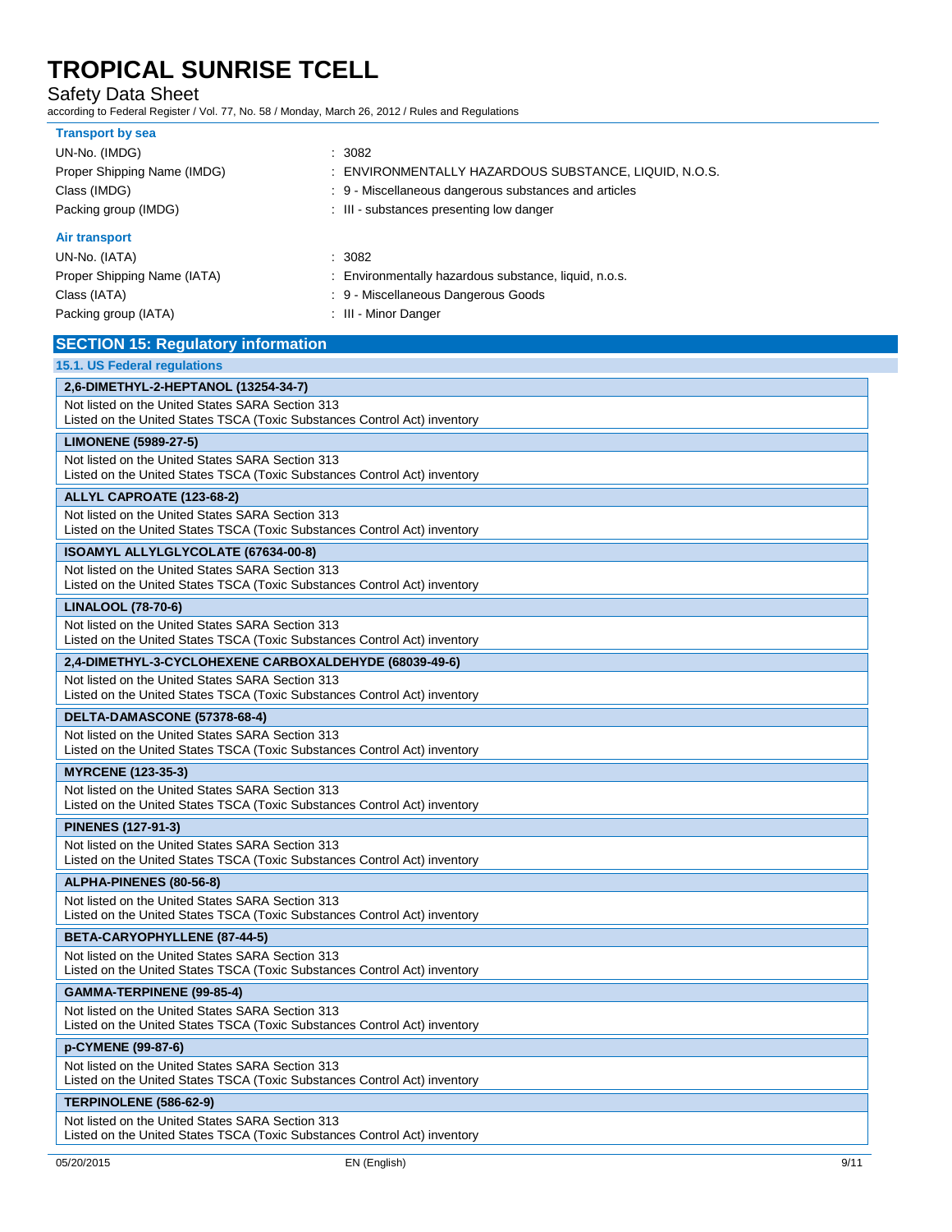**Transport by sea**

| | |
|---|---|
| UN-No. (IMDG) | : 3082 |
| Proper Shipping Name (IMDG) | : ENVIRONMENTALLY HAZARDOUS SUBSTANCE, LIQUID, N.O.S. |
| Class (IMDG) | : 9 - Miscellaneous dangerous substances and articles |
| Packing group (IMDG) | : III - substances presenting low danger |

**Air transport**

| | |
|---|---|
| UN-No. (IATA) | : 3082 |
| Proper Shipping Name (IATA) | : Environmentally hazardous substance, liquid, n.o.s. |
| Class (IATA) | : 9 - Miscellaneous Dangerous Goods |
| Packing group (IATA) | : III - Minor Danger |

## SECTION 15: Regulatory information

### 15.1. US Federal regulations

| **2,6-DIMETHYL-2-HEPTANOL (13254-34-7)** |
|---|
| Not listed on the United States SARA Section 313<br>Listed on the United States TSCA (Toxic Substances Control Act) inventory |

| **LIMONENE (5989-27-5)** |
|---|
| Not listed on the United States SARA Section 313<br>Listed on the United States TSCA (Toxic Substances Control Act) inventory |

| **ALLYL CAPROATE (123-68-2)** |
|---|
| Not listed on the United States SARA Section 313<br>Listed on the United States TSCA (Toxic Substances Control Act) inventory |

| **ISOAMYL ALLYLGLYCOLATE (67634-00-8)** |
|---|
| Not listed on the United States SARA Section 313<br>Listed on the United States TSCA (Toxic Substances Control Act) inventory |

| **LINALOOL (78-70-6)** |
|---|
| Not listed on the United States SARA Section 313<br>Listed on the United States TSCA (Toxic Substances Control Act) inventory |

| **2,4-DIMETHYL-3-CYCLOHEXENE CARBOXALDEHYDE (68039-49-6)** |
|---|
| Not listed on the United States SARA Section 313<br>Listed on the United States TSCA (Toxic Substances Control Act) inventory |

| **DELTA-DAMASCONE (57378-68-4)** |
|---|
| Not listed on the United States SARA Section 313<br>Listed on the United States TSCA (Toxic Substances Control Act) inventory |

| **MYRCENE (123-35-3)** |
|---|
| Not listed on the United States SARA Section 313<br>Listed on the United States TSCA (Toxic Substances Control Act) inventory |

| **PINENES (127-91-3)** |
|---|
| Not listed on the United States SARA Section 313<br>Listed on the United States TSCA (Toxic Substances Control Act) inventory |

| **ALPHA-PINENES (80-56-8)** |
|---|
| Not listed on the United States SARA Section 313<br>Listed on the United States TSCA (Toxic Substances Control Act) inventory |

| **BETA-CARYOPHYLLENE (87-44-5)** |
|---|
| Not listed on the United States SARA Section 313<br>Listed on the United States TSCA (Toxic Substances Control Act) inventory |

| **GAMMA-TERPINENE (99-85-4)** |
|---|
| Not listed on the United States SARA Section 313<br>Listed on the United States TSCA (Toxic Substances Control Act) inventory |

| **p-CYMENE (99-87-6)** |
|---|
| Not listed on the United States SARA Section 313<br>Listed on the United States TSCA (Toxic Substances Control Act) inventory |

| **TERPINOLENE (586-62-9)** |
|---|
| Not listed on the United States SARA Section 313<br>Listed on the United States TSCA (Toxic Substances Control Act) inventory |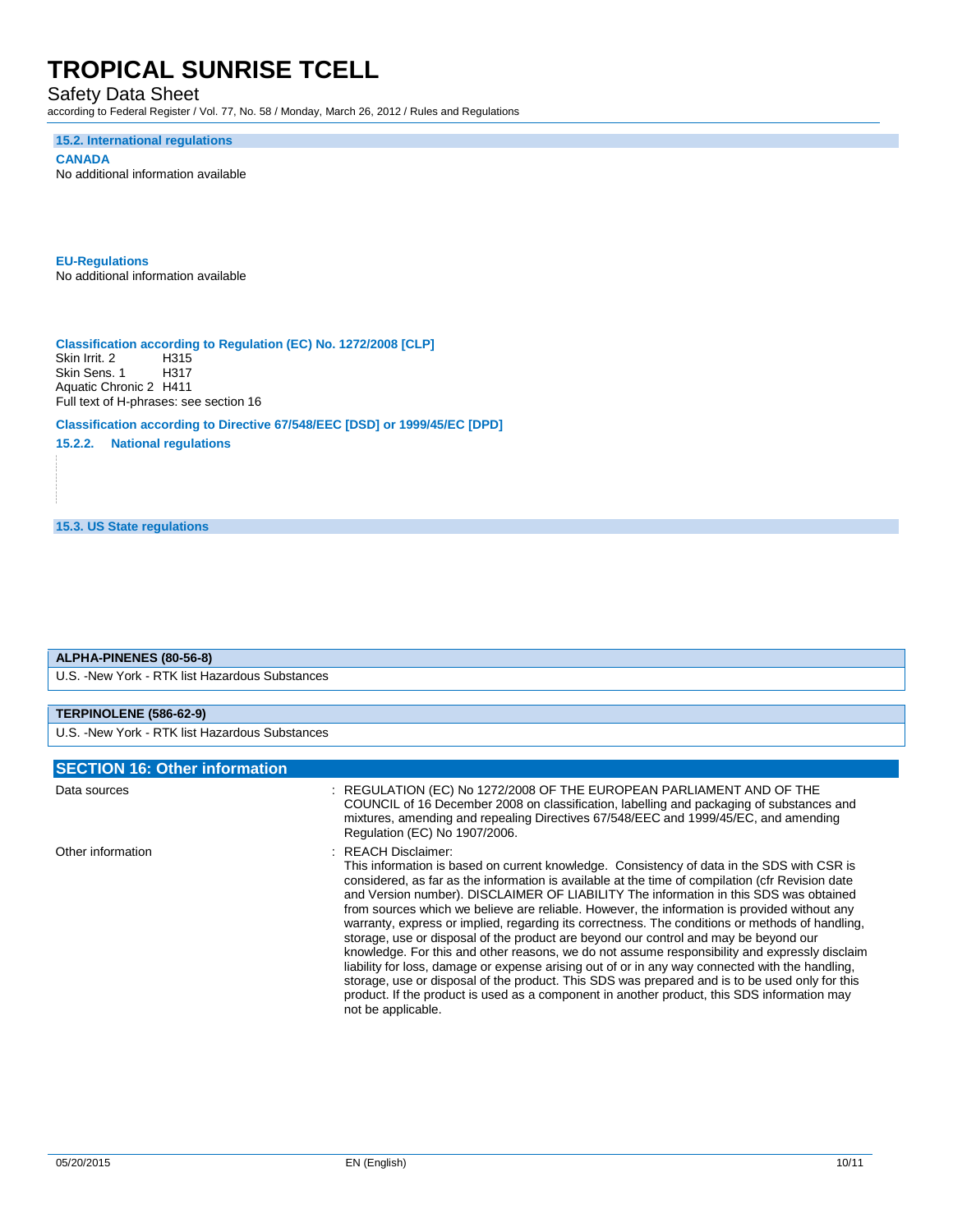### 15.2. International regulations

**CANADA**

No additional information available

**EU-Regulations**

No additional information available

**Classification according to Regulation (EC) No. 1272/2008 [CLP]**

Skin Irrit. 2 H315
Skin Sens. 1 H317
Aquatic Chronic 2 H411
Full text of H-phrases: see section 16

**Classification according to Directive 67/548/EEC [DSD] or 1999/45/EC [DPD]**

**15.2.2. National regulations**

### 15.3. US State regulations

| ALPHA-PINENES (80-56-8) |
| --- |
| U.S. -New York - RTK list Hazardous Substances |

| TERPINOLENE (586-62-9) |
| --- |
| U.S. -New York - RTK list Hazardous Substances |

## SECTION 16: Other information

| | |
| --- | --- |
| Data sources | : REGULATION (EC) No 1272/2008 OF THE EUROPEAN PARLIAMENT AND OF THE COUNCIL of 16 December 2008 on classification, labelling and packaging of substances and mixtures, amending and repealing Directives 67/548/EEC and 1999/45/EC, and amending Regulation (EC) No 1907/2006. |
| Other information | : REACH Disclaimer: This information is based on current knowledge. Consistency of data in the SDS with CSR is considered, as far as the information is available at the time of compilation (cfr Revision date and Version number). DISCLAIMER OF LIABILITY The information in this SDS was obtained from sources which we believe are reliable. However, the information is provided without any warranty, express or implied, regarding its correctness. The conditions or methods of handling, storage, use or disposal of the product are beyond our control and may be beyond our knowledge. For this and other reasons, we do not assume responsibility and expressly disclaim liability for loss, damage or expense arising out of or in any way connected with the handling, storage, use or disposal of the product. This SDS was prepared and is to be used only for this product. If the product is used as a component in another product, this SDS information may not be applicable. |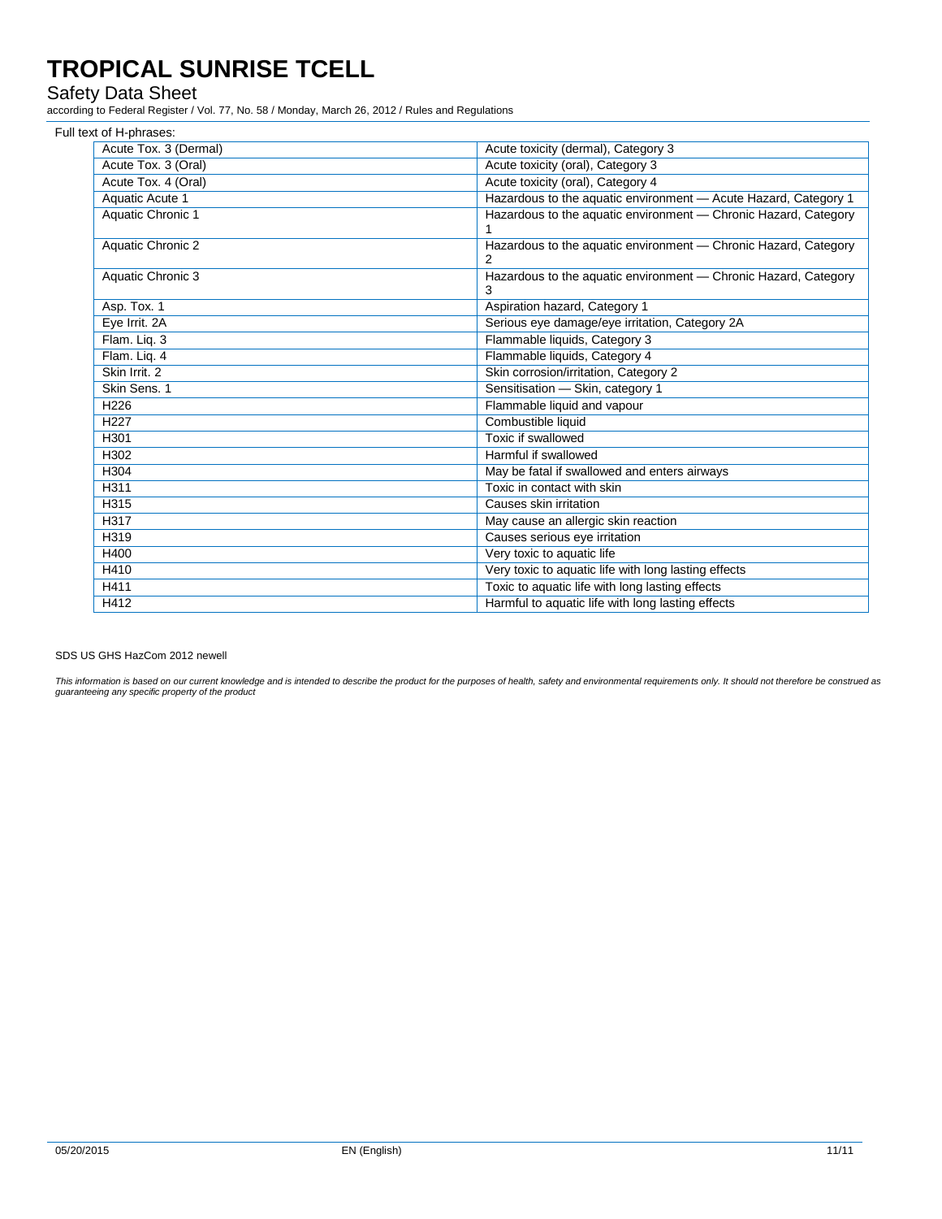Full text of H-phrases:

| | |
|---|---|
| Acute Tox. 3 (Dermal) | Acute toxicity (dermal), Category 3 |
| Acute Tox. 3 (Oral) | Acute toxicity (oral), Category 3 |
| Acute Tox. 4 (Oral) | Acute toxicity (oral), Category 4 |
| Aquatic Acute 1 | Hazardous to the aquatic environment — Acute Hazard, Category 1 |
| Aquatic Chronic 1 | Hazardous to the aquatic environment — Chronic Hazard, Category 1 |
| Aquatic Chronic 2 | Hazardous to the aquatic environment — Chronic Hazard, Category 2 |
| Aquatic Chronic 3 | Hazardous to the aquatic environment — Chronic Hazard, Category 3 |
| Asp. Tox. 1 | Aspiration hazard, Category 1 |
| Eye Irrit. 2A | Serious eye damage/eye irritation, Category 2A |
| Flam. Liq. 3 | Flammable liquids, Category 3 |
| Flam. Liq. 4 | Flammable liquids, Category 4 |
| Skin Irrit. 2 | Skin corrosion/irritation, Category 2 |
| Skin Sens. 1 | Sensitisation — Skin, category 1 |
| H226 | Flammable liquid and vapour |
| H227 | Combustible liquid |
| H301 | Toxic if swallowed |
| H302 | Harmful if swallowed |
| H304 | May be fatal if swallowed and enters airways |
| H311 | Toxic in contact with skin |
| H315 | Causes skin irritation |
| H317 | May cause an allergic skin reaction |
| H319 | Causes serious eye irritation |
| H400 | Very toxic to aquatic life |
| H410 | Very toxic to aquatic life with long lasting effects |
| H411 | Toxic to aquatic life with long lasting effects |
| H412 | Harmful to aquatic life with long lasting effects |

SDS US GHS HazCom 2012 newell

*This information is based on our current knowledge and is intended to describe the product for the purposes of health, safety and environmental requirements only. It should not therefore be construed as guaranteeing any specific property of the product*